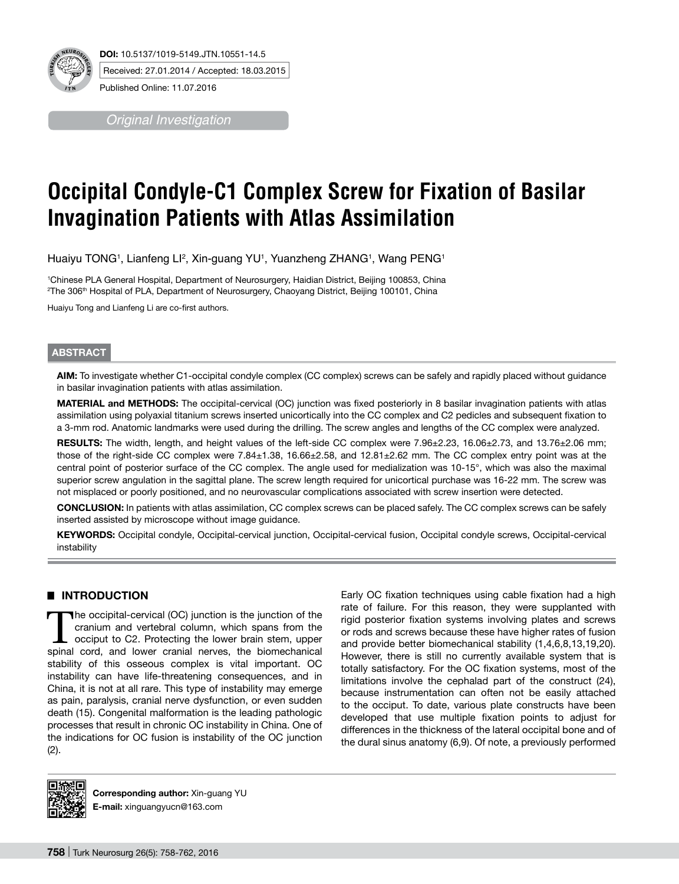**DOI:** 10.5137/1019-5149.JTN.10551-14.5

Received: 27.01.2014 / Accepted: 18.03.2015

Published Online: 11.07.2016

*Original Investigation*

# Occipital Condyle-C1 Complex Screw for Fixation of Basilar Invagination Patients with Atlas Assimilation

Huaiyu TONG[1], Lianfeng LI[2], Xin-guang YU[1], Yuanzheng ZHANG[1], Wang PENG[1]

[1]Chinese PLA General Hospital, Department of Neurosurgery, Haidian District, Beijing 100853, China
[2]The 306[th] Hospital of PLA, Department of Neurosurgery, Chaoyang District, Beijing 100101, China

Huaiyu Tong and Lianfeng Li are co-first authors.

## ABSTRACT

**AIM:** To investigate whether C1-occipital condyle complex (CC complex) screws can be safely and rapidly placed without guidance in basilar invagination patients with atlas assimilation.

**MATERIAL and METHODS:** The occipital-cervical (OC) junction was fixed posteriorly in 8 basilar invagination patients with atlas assimilation using polyaxial titanium screws inserted unicortically into the CC complex and C2 pedicles and subsequent fixation to a 3-mm rod. Anatomic landmarks were used during the drilling. The screw angles and lengths of the CC complex were analyzed.

**RESULTS:** The width, length, and height values of the left-side CC complex were 7.96±2.23, 16.06±2.73, and 13.76±2.06 mm; those of the right-side CC complex were 7.84±1.38, 16.66±2.58, and 12.81±2.62 mm. The CC complex entry point was at the central point of posterior surface of the CC complex. The angle used for medialization was 10-15°, which was also the maximal superior screw angulation in the sagittal plane. The screw length required for unicortical purchase was 16-22 mm. The screw was not misplaced or poorly positioned, and no neurovascular complications associated with screw insertion were detected.

**CONCLUSION:** In patients with atlas assimilation, CC complex screws can be placed safely. The CC complex screws can be safely inserted assisted by microscope without image guidance.

**KEYWORDS:** Occipital condyle, Occipital-cervical junction, Occipital-cervical fusion, Occipital condyle screws, Occipital-cervical instability

## INTRODUCTION

The occipital-cervical (OC) junction is the junction of the cranium and vertebral column, which spans from the occiput to C2. Protecting the lower brain stem, upper spinal cord, and lower cranial nerves, the biomechanical stability of this osseous complex is vital important. OC instability can have life-threatening consequences, and in China, it is not at all rare. This type of instability may emerge as pain, paralysis, cranial nerve dysfunction, or even sudden death (15). Congenital malformation is the leading pathologic processes that result in chronic OC instability in China. One of the indications for OC fusion is instability of the OC junction (2).

Early OC fixation techniques using cable fixation had a high rate of failure. For this reason, they were supplanted with rigid posterior fixation systems involving plates and screws or rods and screws because these have higher rates of fusion and provide better biomechanical stability (1,4,6,8,13,19,20). However, there is still no currently available system that is totally satisfactory. For the OC fixation systems, most of the limitations involve the cephalad part of the construct (24), because instrumentation can often not be easily attached to the occiput. To date, various plate constructs have been developed that use multiple fixation points to adjust for differences in the thickness of the lateral occipital bone and of the dural sinus anatomy (6,9). Of note, a previously performed

**Corresponding author:** Xin-guang YU
**E-mail:** xinguangyucn@163.com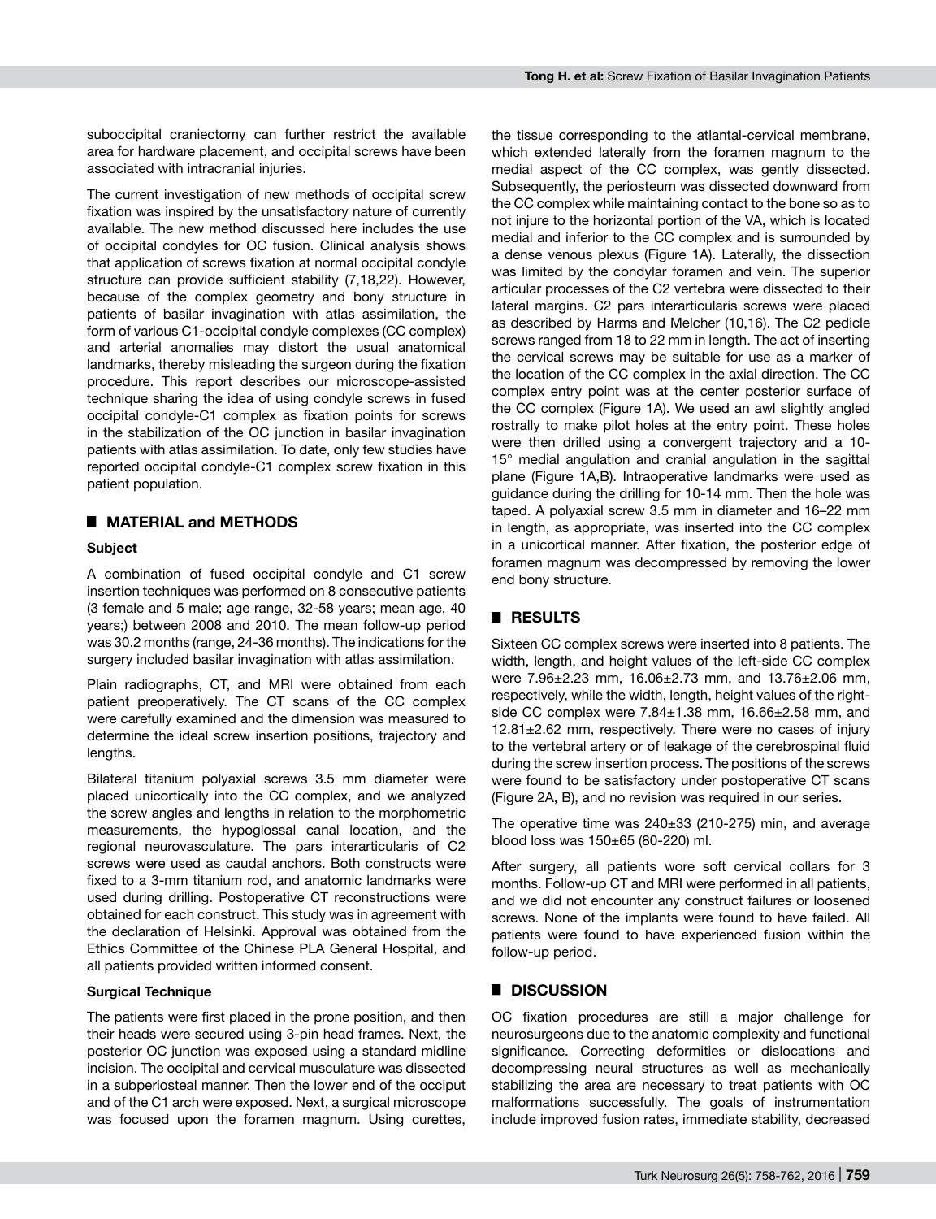suboccipital craniectomy can further restrict the available area for hardware placement, and occipital screws have been associated with intracranial injuries.

The current investigation of new methods of occipital screw fixation was inspired by the unsatisfactory nature of currently available. The new method discussed here includes the use of occipital condyles for OC fusion. Clinical analysis shows that application of screws fixation at normal occipital condyle structure can provide sufficient stability (7,18,22). However, because of the complex geometry and bony structure in patients of basilar invagination with atlas assimilation, the form of various C1-occipital condyle complexes (CC complex) and arterial anomalies may distort the usual anatomical landmarks, thereby misleading the surgeon during the fixation procedure. This report describes our microscope-assisted technique sharing the idea of using condyle screws in fused occipital condyle-C1 complex as fixation points for screws in the stabilization of the OC junction in basilar invagination patients with atlas assimilation. To date, only few studies have reported occipital condyle-C1 complex screw fixation in this patient population.

## MATERIAL and METHODS

### Subject

A combination of fused occipital condyle and C1 screw insertion techniques was performed on 8 consecutive patients (3 female and 5 male; age range, 32-58 years; mean age, 40 years;) between 2008 and 2010. The mean follow-up period was 30.2 months (range, 24-36 months). The indications for the surgery included basilar invagination with atlas assimilation.

Plain radiographs, CT, and MRI were obtained from each patient preoperatively. The CT scans of the CC complex were carefully examined and the dimension was measured to determine the ideal screw insertion positions, trajectory and lengths.

Bilateral titanium polyaxial screws 3.5 mm diameter were placed unicortically into the CC complex, and we analyzed the screw angles and lengths in relation to the morphometric measurements, the hypoglossal canal location, and the regional neurovasculature. The pars interarticularis of C2 screws were used as caudal anchors. Both constructs were fixed to a 3-mm titanium rod, and anatomic landmarks were used during drilling. Postoperative CT reconstructions were obtained for each construct. This study was in agreement with the declaration of Helsinki. Approval was obtained from the Ethics Committee of the Chinese PLA General Hospital, and all patients provided written informed consent.

### Surgical Technique

The patients were first placed in the prone position, and then their heads were secured using 3-pin head frames. Next, the posterior OC junction was exposed using a standard midline incision. The occipital and cervical musculature was dissected in a subperiosteal manner. Then the lower end of the occiput and of the C1 arch were exposed. Next, a surgical microscope was focused upon the foramen magnum. Using curettes, the tissue corresponding to the atlantal-cervical membrane, which extended laterally from the foramen magnum to the medial aspect of the CC complex, was gently dissected. Subsequently, the periosteum was dissected downward from the CC complex while maintaining contact to the bone so as to not injure to the horizontal portion of the VA, which is located medial and inferior to the CC complex and is surrounded by a dense venous plexus (Figure 1A). Laterally, the dissection was limited by the condylar foramen and vein. The superior articular processes of the C2 vertebra were dissected to their lateral margins. C2 pars interarticularis screws were placed as described by Harms and Melcher (10,16). The C2 pedicle screws ranged from 18 to 22 mm in length. The act of inserting the cervical screws may be suitable for use as a marker of the location of the CC complex in the axial direction. The CC complex entry point was at the center posterior surface of the CC complex (Figure 1A). We used an awl slightly angled rostrally to make pilot holes at the entry point. These holes were then drilled using a convergent trajectory and a 10-15° medial angulation and cranial angulation in the sagittal plane (Figure 1A,B). Intraoperative landmarks were used as guidance during the drilling for 10-14 mm. Then the hole was taped. A polyaxial screw 3.5 mm in diameter and 16–22 mm in length, as appropriate, was inserted into the CC complex in a unicortical manner. After fixation, the posterior edge of foramen magnum was decompressed by removing the lower end bony structure.

## RESULTS

Sixteen CC complex screws were inserted into 8 patients. The width, length, and height values of the left-side CC complex were 7.96±2.23 mm, 16.06±2.73 mm, and 13.76±2.06 mm, respectively, while the width, length, height values of the right-side CC complex were 7.84±1.38 mm, 16.66±2.58 mm, and 12.81±2.62 mm, respectively. There were no cases of injury to the vertebral artery or of leakage of the cerebrospinal fluid during the screw insertion process. The positions of the screws were found to be satisfactory under postoperative CT scans (Figure 2A, B), and no revision was required in our series.

The operative time was 240±33 (210-275) min, and average blood loss was 150±65 (80-220) ml.

After surgery, all patients wore soft cervical collars for 3 months. Follow-up CT and MRI were performed in all patients, and we did not encounter any construct failures or loosened screws. None of the implants were found to have failed. All patients were found to have experienced fusion within the follow-up period.

## DISCUSSION

OC fixation procedures are still a major challenge for neurosurgeons due to the anatomic complexity and functional significance. Correcting deformities or dislocations and decompressing neural structures as well as mechanically stabilizing the area are necessary to treat patients with OC malformations successfully. The goals of instrumentation include improved fusion rates, immediate stability, decreased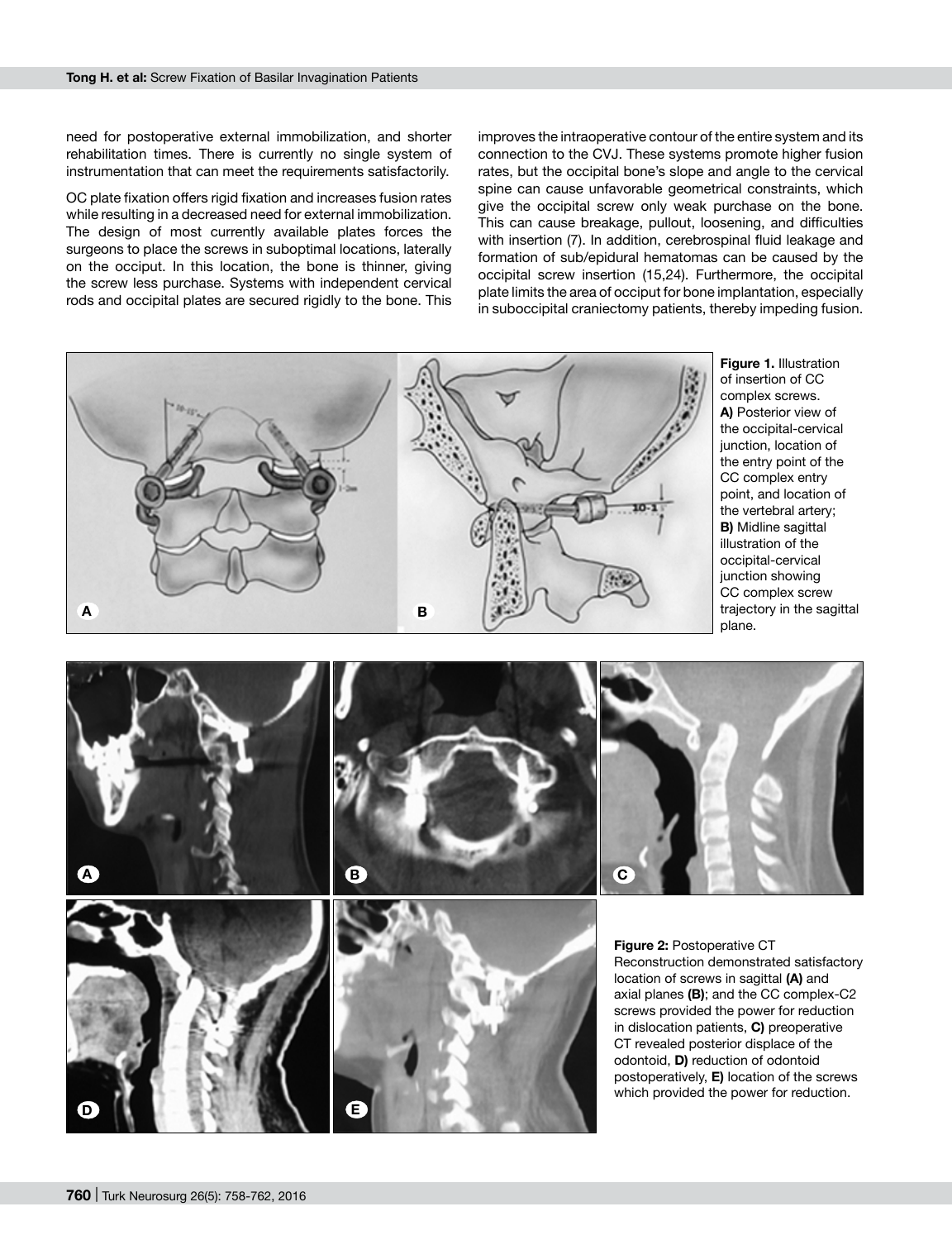need for postoperative external immobilization, and shorter rehabilitation times. There is currently no single system of instrumentation that can meet the requirements satisfactorily.

OC plate fixation offers rigid fixation and increases fusion rates while resulting in a decreased need for external immobilization. The design of most currently available plates forces the surgeons to place the screws in suboptimal locations, laterally on the occiput. In this location, the bone is thinner, giving the screw less purchase. Systems with independent cervical rods and occipital plates are secured rigidly to the bone. This improves the intraoperative contour of the entire system and its connection to the CVJ. These systems promote higher fusion rates, but the occipital bone's slope and angle to the cervical spine can cause unfavorable geometrical constraints, which give the occipital screw only weak purchase on the bone. This can cause breakage, pullout, loosening, and difficulties with insertion (7). In addition, cerebrospinal fluid leakage and formation of sub/epidural hematomas can be caused by the occipital screw insertion (15,24). Furthermore, the occipital plate limits the area of occiput for bone implantation, especially in suboccipital craniectomy patients, thereby impeding fusion.

**Figure 1.** Illustration of insertion of CC complex screws. **A)** Posterior view of the occipital-cervical junction, location of the entry point of the CC complex entry point, and location of the vertebral artery; **B)** Midline sagittal illustration of the occipital-cervical junction showing CC complex screw trajectory in the sagittal plane.

**Figure 2:** Postoperative CT Reconstruction demonstrated satisfactory location of screws in sagittal **(A)** and axial planes **(B)**; and the CC complex-C2 screws provided the power for reduction in dislocation patients, **C)** preoperative CT revealed posterior displace of the odontoid, **D)** reduction of odontoid postoperatively, **E)** location of the screws which provided the power for reduction.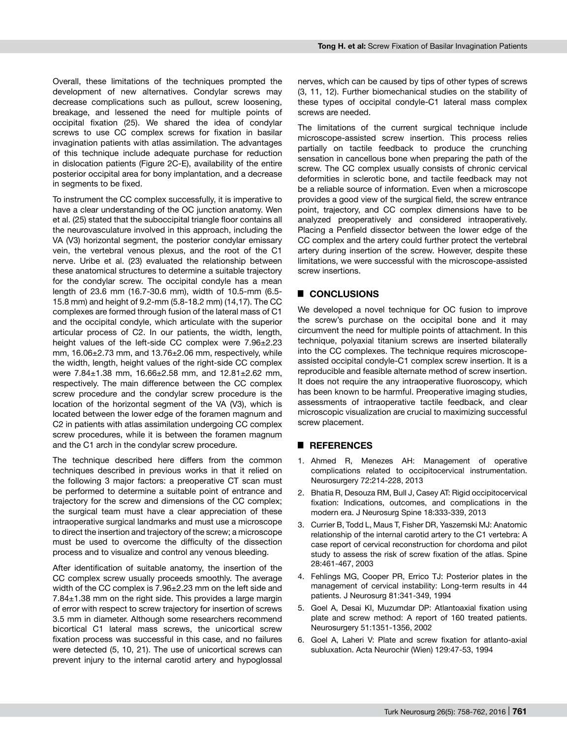Overall, these limitations of the techniques prompted the development of new alternatives. Condylar screws may decrease complications such as pullout, screw loosening, breakage, and lessened the need for multiple points of occipital fixation (25). We shared the idea of condylar screws to use CC complex screws for fixation in basilar invagination patients with atlas assimilation. The advantages of this technique include adequate purchase for reduction in dislocation patients (Figure 2C-E), availability of the entire posterior occipital area for bony implantation, and a decrease in segments to be fixed.

To instrument the CC complex successfully, it is imperative to have a clear understanding of the OC junction anatomy. Wen et al. (25) stated that the suboccipital triangle floor contains all the neurovasculature involved in this approach, including the VA (V3) horizontal segment, the posterior condylar emissary vein, the vertebral venous plexus, and the root of the C1 nerve. Uribe et al. (23) evaluated the relationship between these anatomical structures to determine a suitable trajectory for the condylar screw. The occipital condyle has a mean length of 23.6 mm (16.7-30.6 mm), width of 10.5-mm (6.5-15.8 mm) and height of 9.2-mm (5.8-18.2 mm) (14,17). The CC complexes are formed through fusion of the lateral mass of C1 and the occipital condyle, which articulate with the superior articular process of C2. In our patients, the width, length, height values of the left-side CC complex were 7.96±2.23 mm, 16.06±2.73 mm, and 13.76±2.06 mm, respectively, while the width, length, height values of the right-side CC complex were 7.84±1.38 mm, 16.66±2.58 mm, and 12.81±2.62 mm, respectively. The main difference between the CC complex screw procedure and the condylar screw procedure is the location of the horizontal segment of the VA (V3), which is located between the lower edge of the foramen magnum and C2 in patients with atlas assimilation undergoing CC complex screw procedures, while it is between the foramen magnum and the C1 arch in the condylar screw procedure.

The technique described here differs from the common techniques described in previous works in that it relied on the following 3 major factors: a preoperative CT scan must be performed to determine a suitable point of entrance and trajectory for the screw and dimensions of the CC complex; the surgical team must have a clear appreciation of these intraoperative surgical landmarks and must use a microscope to direct the insertion and trajectory of the screw; a microscope must be used to overcome the difficulty of the dissection process and to visualize and control any venous bleeding.

After identification of suitable anatomy, the insertion of the CC complex screw usually proceeds smoothly. The average width of the CC complex is 7.96±2.23 mm on the left side and 7.84±1.38 mm on the right side. This provides a large margin of error with respect to screw trajectory for insertion of screws 3.5 mm in diameter. Although some researchers recommend bicortical C1 lateral mass screws, the unicortical screw fixation process was successful in this case, and no failures were detected (5, 10, 21). The use of unicortical screws can prevent injury to the internal carotid artery and hypoglossal nerves, which can be caused by tips of other types of screws (3, 11, 12). Further biomechanical studies on the stability of these types of occipital condyle-C1 lateral mass complex screws are needed.

The limitations of the current surgical technique include microscope-assisted screw insertion. This process relies partially on tactile feedback to produce the crunching sensation in cancellous bone when preparing the path of the screw. The CC complex usually consists of chronic cervical deformities in sclerotic bone, and tactile feedback may not be a reliable source of information. Even when a microscope provides a good view of the surgical field, the screw entrance point, trajectory, and CC complex dimensions have to be analyzed preoperatively and considered intraoperatively. Placing a Penfield dissector between the lower edge of the CC complex and the artery could further protect the vertebral artery during insertion of the screw. However, despite these limitations, we were successful with the microscope-assisted screw insertions.

## CONCLUSIONS

We developed a novel technique for OC fusion to improve the screw's purchase on the occipital bone and it may circumvent the need for multiple points of attachment. In this technique, polyaxial titanium screws are inserted bilaterally into the CC complexes. The technique requires microscope-assisted occipital condyle-C1 complex screw insertion. It is a reproducible and feasible alternate method of screw insertion. It does not require the any intraoperative fluoroscopy, which has been known to be harmful. Preoperative imaging studies, assessments of intraoperative tactile feedback, and clear microscopic visualization are crucial to maximizing successful screw placement.

## REFERENCES

1. Ahmed R, Menezes AH: Management of operative complications related to occipitocervical instrumentation. Neurosurgery 72:214-228, 2013
2. Bhatia R, Desouza RM, Bull J, Casey AT: Rigid occipitocervical fixation: Indications, outcomes, and complications in the modern era. J Neurosurg Spine 18:333-339, 2013
3. Currier B, Todd L, Maus T, Fisher DR, Yaszemski MJ: Anatomic relationship of the internal carotid artery to the C1 vertebra: A case report of cervical reconstruction for chordoma and pilot study to assess the risk of screw fixation of the atlas. Spine 28:461-467, 2003
4. Fehlings MG, Cooper PR, Errico TJ: Posterior plates in the management of cervical instability: Long-term results in 44 patients. J Neurosurg 81:341-349, 1994
5. Goel A, Desai KI, Muzumdar DP: Atlantoaxial fixation using plate and screw method: A report of 160 treated patients. Neurosurgery 51:1351-1356, 2002
6. Goel A, Laheri V: Plate and screw fixation for atlanto-axial subluxation. Acta Neurochir (Wien) 129:47-53, 1994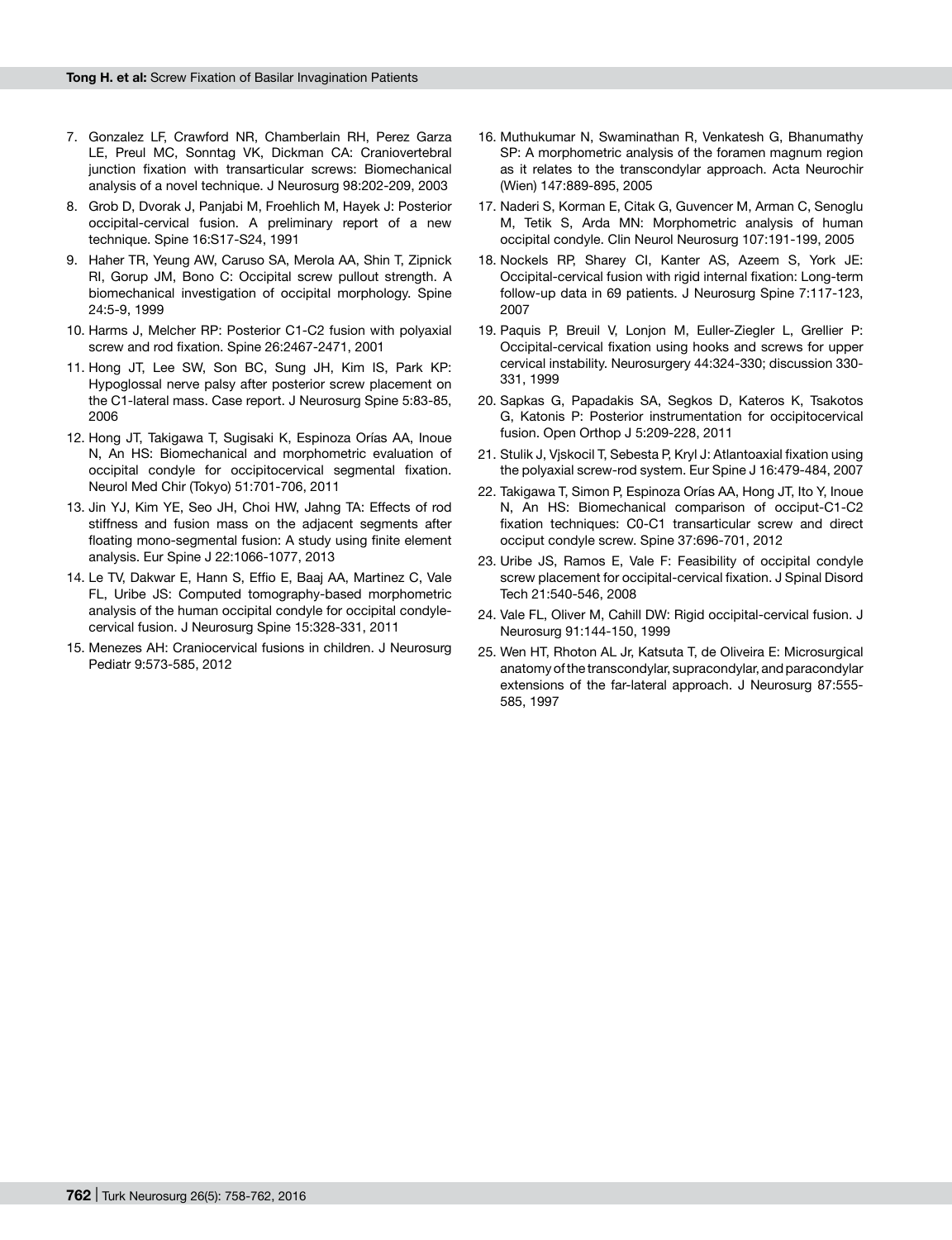7. Gonzalez LF, Crawford NR, Chamberlain RH, Perez Garza LE, Preul MC, Sonntag VK, Dickman CA: Craniovertebral junction fixation with transarticular screws: Biomechanical analysis of a novel technique. J Neurosurg 98:202-209, 2003
8. Grob D, Dvorak J, Panjabi M, Froehlich M, Hayek J: Posterior occipital-cervical fusion. A preliminary report of a new technique. Spine 16:S17-S24, 1991
9. Haher TR, Yeung AW, Caruso SA, Merola AA, Shin T, Zipnick RI, Gorup JM, Bono C: Occipital screw pullout strength. A biomechanical investigation of occipital morphology. Spine 24:5-9, 1999
10. Harms J, Melcher RP: Posterior C1-C2 fusion with polyaxial screw and rod fixation. Spine 26:2467-2471, 2001
11. Hong JT, Lee SW, Son BC, Sung JH, Kim IS, Park KP: Hypoglossal nerve palsy after posterior screw placement on the C1-lateral mass. Case report. J Neurosurg Spine 5:83-85, 2006
12. Hong JT, Takigawa T, Sugisaki K, Espinoza Orías AA, Inoue N, An HS: Biomechanical and morphometric evaluation of occipital condyle for occipitocervical segmental fixation. Neurol Med Chir (Tokyo) 51:701-706, 2011
13. Jin YJ, Kim YE, Seo JH, Choi HW, Jahng TA: Effects of rod stiffness and fusion mass on the adjacent segments after floating mono-segmental fusion: A study using finite element analysis. Eur Spine J 22:1066-1077, 2013
14. Le TV, Dakwar E, Hann S, Effio E, Baaj AA, Martinez C, Vale FL, Uribe JS: Computed tomography-based morphometric analysis of the human occipital condyle for occipital condyle-cervical fusion. J Neurosurg Spine 15:328-331, 2011
15. Menezes AH: Craniocervical fusions in children. J Neurosurg Pediatr 9:573-585, 2012
16. Muthukumar N, Swaminathan R, Venkatesh G, Bhanumathy SP: A morphometric analysis of the foramen magnum region as it relates to the transcondylar approach. Acta Neurochir (Wien) 147:889-895, 2005
17. Naderi S, Korman E, Citak G, Guvencer M, Arman C, Senoglu M, Tetik S, Arda MN: Morphometric analysis of human occipital condyle. Clin Neurol Neurosurg 107:191-199, 2005
18. Nockels RP, Sharey CI, Kanter AS, Azeem S, York JE: Occipital-cervical fusion with rigid internal fixation: Long-term follow-up data in 69 patients. J Neurosurg Spine 7:117-123, 2007
19. Paquis P, Breuil V, Lonjon M, Euller-Ziegler L, Grellier P: Occipital-cervical fixation using hooks and screws for upper cervical instability. Neurosurgery 44:324-330; discussion 330-331, 1999
20. Sapkas G, Papadakis SA, Segkos D, Kateros K, Tsakotos G, Katonis P: Posterior instrumentation for occipitocervical fusion. Open Orthop J 5:209-228, 2011
21. Stulik J, Vjskocil T, Sebesta P, Kryl J: Atlantoaxial fixation using the polyaxial screw-rod system. Eur Spine J 16:479-484, 2007
22. Takigawa T, Simon P, Espinoza Orías AA, Hong JT, Ito Y, Inoue N, An HS: Biomechanical comparison of occiput-C1-C2 fixation techniques: C0-C1 transarticular screw and direct occiput condyle screw. Spine 37:696-701, 2012
23. Uribe JS, Ramos E, Vale F: Feasibility of occipital condyle screw placement for occipital-cervical fixation. J Spinal Disord Tech 21:540-546, 2008
24. Vale FL, Oliver M, Cahill DW: Rigid occipital-cervical fusion. J Neurosurg 91:144-150, 1999
25. Wen HT, Rhoton AL Jr, Katsuta T, de Oliveira E: Microsurgical anatomy of the transcondylar, supracondylar, and paracondylar extensions of the far-lateral approach. J Neurosurg 87:555-585, 1997